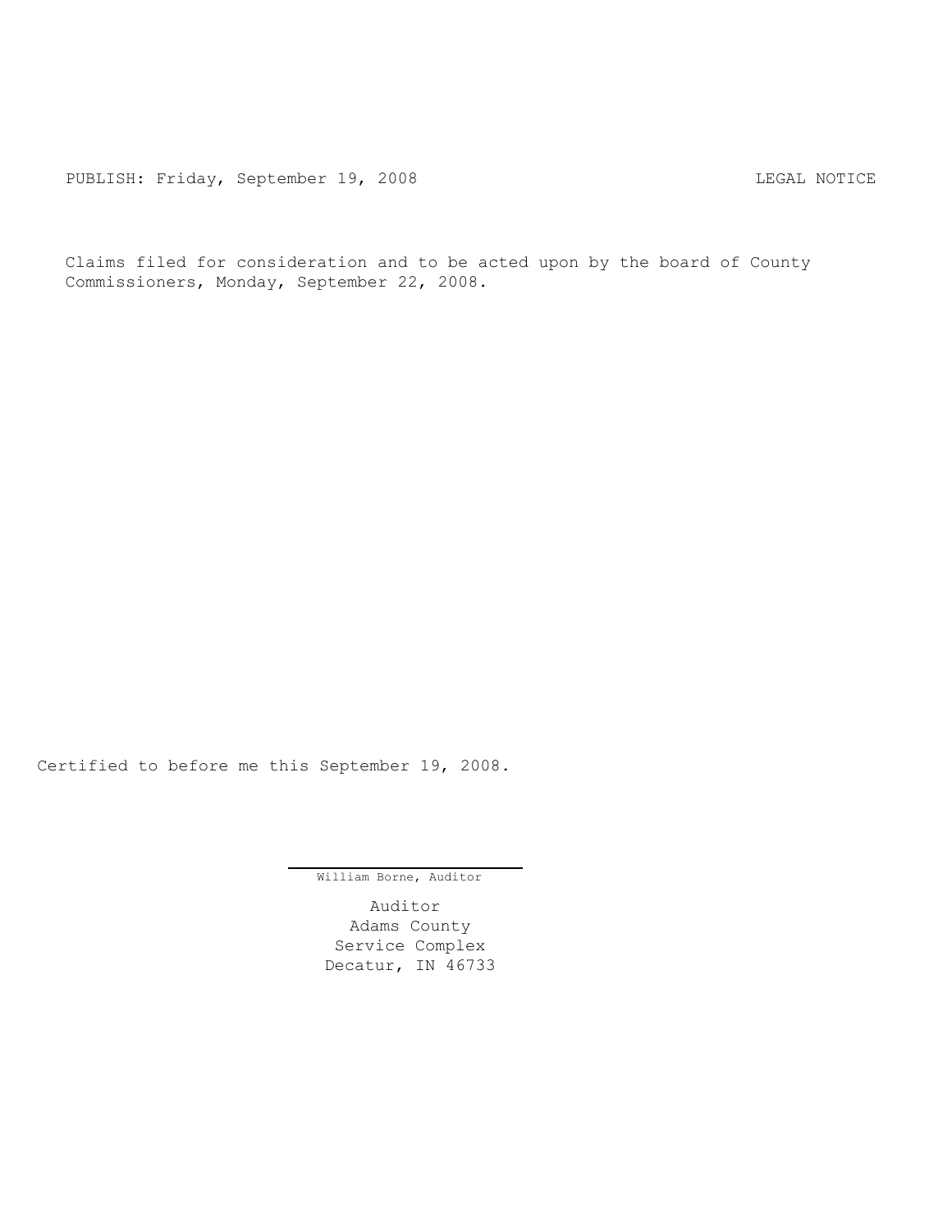PUBLISH: Friday, September 19, 2008 LEGAL NOTICE

Claims filed for consideration and to be acted upon by the board of County Commissioners, Monday, September 22, 2008.

Certified to before me this September 19, 2008.

William Borne, Auditor

Auditor
Adams County
Service Complex
Decatur, IN 46733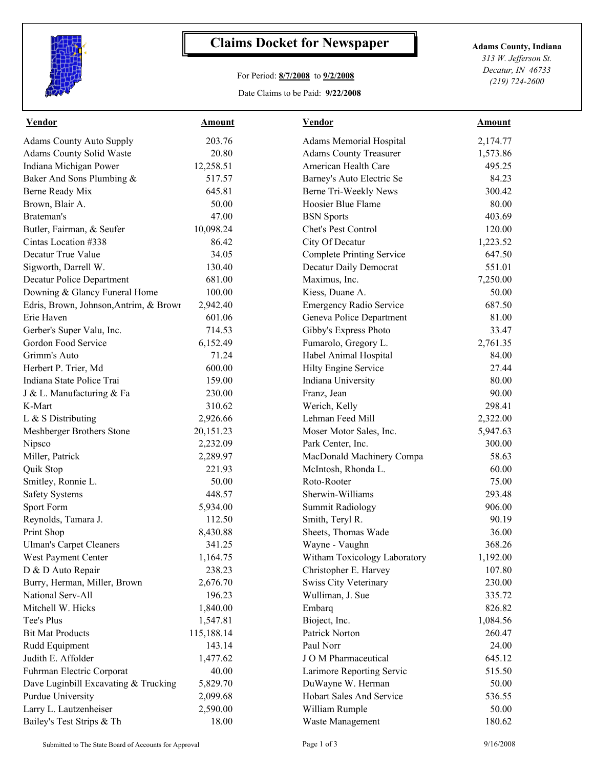# Claims Docket for Newspaper

For Period: **8/7/2008** to **9/2/2008**

Date Claims to be Paid: **9/22/2008**

**Adams County, Indiana**
*313 W. Jefferson St.*
*Decatur, IN 46733*
*(219) 724-2600*

| Vendor | Amount | Vendor | Amount |
|---|---|---|---|
| Adams County Auto Supply | 203.76 | Adams Memorial Hospital | 2,174.77 |
| Adams County Solid Waste | 20.80 | Adams County Treasurer | 1,573.86 |
| Indiana Michigan Power | 12,258.51 | American Health Care | 495.25 |
| Baker And Sons Plumbing & | 517.57 | Barney's Auto Electric Se | 84.23 |
| Berne Ready Mix | 645.81 | Berne Tri-Weekly News | 300.42 |
| Brown, Blair A. | 50.00 | Hoosier Blue Flame | 80.00 |
| Brateman's | 47.00 | BSN Sports | 403.69 |
| Butler, Fairman, & Seufer | 10,098.24 | Chet's Pest Control | 120.00 |
| Cintas Location #338 | 86.42 | City Of Decatur | 1,223.52 |
| Decatur True Value | 34.05 | Complete Printing Service | 647.50 |
| Sigworth, Darrell W. | 130.40 | Decatur Daily Democrat | 551.01 |
| Decatur Police Department | 681.00 | Maximus, Inc. | 7,250.00 |
| Downing & Glancy Funeral Home | 100.00 | Kiess, Duane A. | 50.00 |
| Edris, Brown, Johnson,Antrim, & Browr | 2,942.40 | Emergency Radio Service | 687.50 |
| Erie Haven | 601.06 | Geneva Police Department | 81.00 |
| Gerber's Super Valu, Inc. | 714.53 | Gibby's Express Photo | 33.47 |
| Gordon Food Service | 6,152.49 | Fumarolo, Gregory L. | 2,761.35 |
| Grimm's Auto | 71.24 | Habel Animal Hospital | 84.00 |
| Herbert P. Trier, Md | 600.00 | Hilty Engine Service | 27.44 |
| Indiana State Police Trai | 159.00 | Indiana University | 80.00 |
| J & L. Manufacturing & Fa | 230.00 | Franz, Jean | 90.00 |
| K-Mart | 310.62 | Werich, Kelly | 298.41 |
| L & S Distributing | 2,926.66 | Lehman Feed Mill | 2,322.00 |
| Meshberger Brothers Stone | 20,151.23 | Moser Motor Sales, Inc. | 5,947.63 |
| Nipsco | 2,232.09 | Park Center, Inc. | 300.00 |
| Miller, Patrick | 2,289.97 | MacDonald Machinery Compa | 58.63 |
| Quik Stop | 221.93 | McIntosh, Rhonda L. | 60.00 |
| Smitley, Ronnie L. | 50.00 | Roto-Rooter | 75.00 |
| Safety Systems | 448.57 | Sherwin-Williams | 293.48 |
| Sport Form | 5,934.00 | Summit Radiology | 906.00 |
| Reynolds, Tamara J. | 112.50 | Smith, Teryl R. | 90.19 |
| Print Shop | 8,430.88 | Sheets, Thomas Wade | 36.00 |
| Ulman's Carpet Cleaners | 341.25 | Wayne - Vaughn | 368.26 |
| West Payment Center | 1,164.75 | Witham Toxicology Laboratory | 1,192.00 |
| D & D Auto Repair | 238.23 | Christopher E. Harvey | 107.80 |
| Burry, Herman, Miller, Brown | 2,676.70 | Swiss City Veterinary | 230.00 |
| National Serv-All | 196.23 | Wulliman, J. Sue | 335.72 |
| Mitchell W. Hicks | 1,840.00 | Embarq | 826.82 |
| Tee's Plus | 1,547.81 | Bioject, Inc. | 1,084.56 |
| Bit Mat Products | 115,188.14 | Patrick Norton | 260.47 |
| Rudd Equipment | 143.14 | Paul Norr | 24.00 |
| Judith E. Affolder | 1,477.62 | J O M Pharmaceutical | 645.12 |
| Fuhrman Electric Corporat | 40.00 | Larimore Reporting Servic | 515.50 |
| Dave Luginbill Excavating & Trucking | 5,829.70 | DuWayne W. Herman | 50.00 |
| Purdue University | 2,099.68 | Hobart Sales And Service | 536.55 |
| Larry L. Lautzenheiser | 2,590.00 | William Rumple | 50.00 |
| Bailey's Test Strips & Th | 18.00 | Waste Management | 180.62 |

Submitted to The State Board of Accounts for Approval — 9/16/2008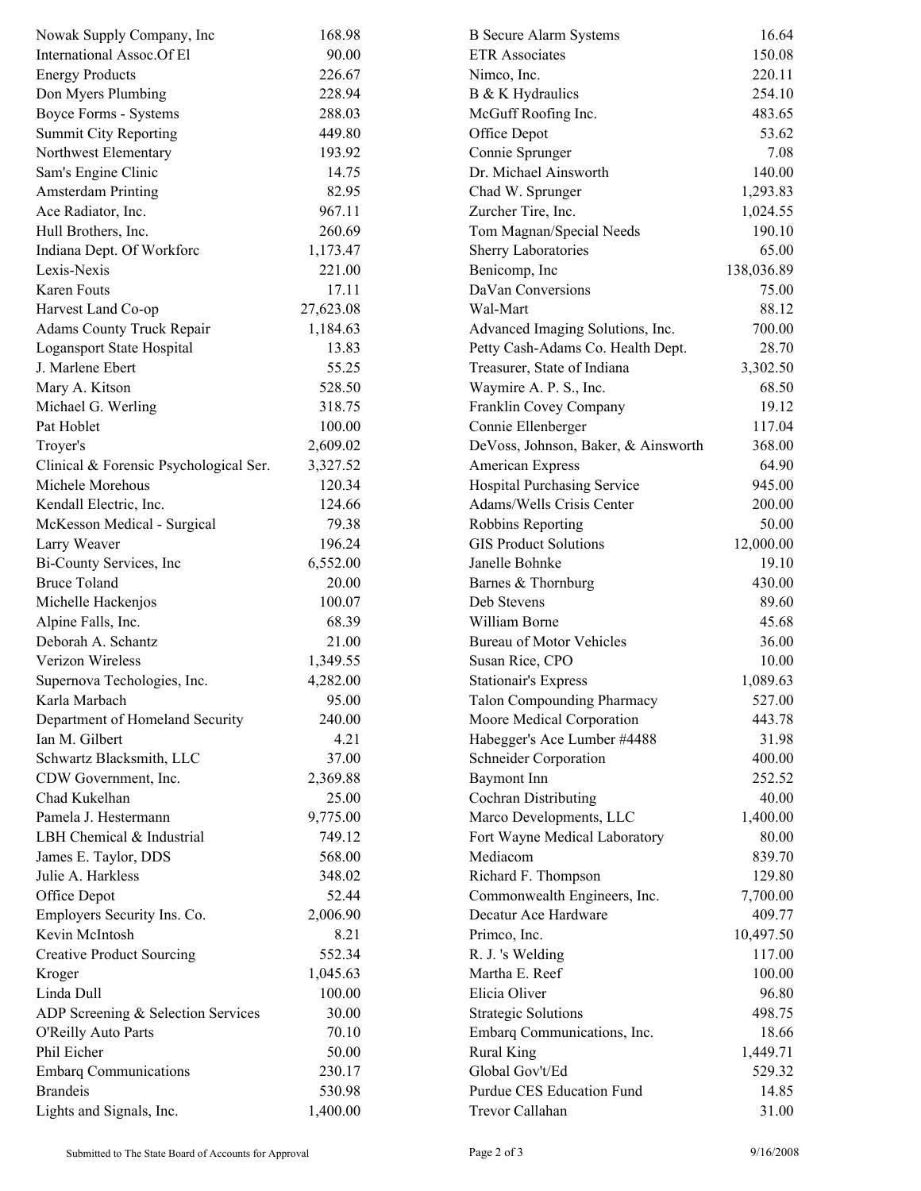| Vendor | Amount | Vendor | Amount |
|---|---|---|---|
| Nowak Supply Company, Inc | 168.98 | B Secure Alarm Systems | 16.64 |
| International Assoc.Of El | 90.00 | ETR Associates | 150.08 |
| Energy Products | 226.67 | Nimco, Inc. | 220.11 |
| Don Myers Plumbing | 228.94 | B & K Hydraulics | 254.10 |
| Boyce Forms - Systems | 288.03 | McGuff Roofing Inc. | 483.65 |
| Summit City Reporting | 449.80 | Office Depot | 53.62 |
| Northwest Elementary | 193.92 | Connie Sprunger | 7.08 |
| Sam's Engine Clinic | 14.75 | Dr. Michael Ainsworth | 140.00 |
| Amsterdam Printing | 82.95 | Chad W. Sprunger | 1,293.83 |
| Ace Radiator, Inc. | 967.11 | Zurcher Tire, Inc. | 1,024.55 |
| Hull Brothers, Inc. | 260.69 | Tom Magnan/Special Needs | 190.10 |
| Indiana Dept. Of Workforc | 1,173.47 | Sherry Laboratories | 65.00 |
| Lexis-Nexis | 221.00 | Benicomp, Inc | 138,036.89 |
| Karen Fouts | 17.11 | DaVan Conversions | 75.00 |
| Harvest Land Co-op | 27,623.08 | Wal-Mart | 88.12 |
| Adams County Truck Repair | 1,184.63 | Advanced Imaging Solutions, Inc. | 700.00 |
| Logansport State Hospital | 13.83 | Petty Cash-Adams Co. Health Dept. | 28.70 |
| J. Marlene Ebert | 55.25 | Treasurer, State of Indiana | 3,302.50 |
| Mary A. Kitson | 528.50 | Waymire A. P. S., Inc. | 68.50 |
| Michael G. Werling | 318.75 | Franklin Covey Company | 19.12 |
| Pat Hoblet | 100.00 | Connie Ellenberger | 117.04 |
| Troyer's | 2,609.02 | DeVoss, Johnson, Baker, & Ainsworth | 368.00 |
| Clinical & Forensic Psychological Ser. | 3,327.52 | American Express | 64.90 |
| Michele Morehous | 120.34 | Hospital Purchasing Service | 945.00 |
| Kendall Electric, Inc. | 124.66 | Adams/Wells Crisis Center | 200.00 |
| McKesson Medical - Surgical | 79.38 | Robbins Reporting | 50.00 |
| Larry Weaver | 196.24 | GIS Product Solutions | 12,000.00 |
| Bi-County Services, Inc | 6,552.00 | Janelle Bohnke | 19.10 |
| Bruce Toland | 20.00 | Barnes & Thornburg | 430.00 |
| Michelle Hackenjos | 100.07 | Deb Stevens | 89.60 |
| Alpine Falls, Inc. | 68.39 | William Borne | 45.68 |
| Deborah A. Schantz | 21.00 | Bureau of Motor Vehicles | 36.00 |
| Verizon Wireless | 1,349.55 | Susan Rice, CPO | 10.00 |
| Supernova Techologies, Inc. | 4,282.00 | Stationair's Express | 1,089.63 |
| Karla Marbach | 95.00 | Talon Compounding Pharmacy | 527.00 |
| Department of Homeland Security | 240.00 | Moore Medical Corporation | 443.78 |
| Ian M. Gilbert | 4.21 | Habegger's Ace Lumber #4488 | 31.98 |
| Schwartz Blacksmith, LLC | 37.00 | Schneider Corporation | 400.00 |
| CDW Government, Inc. | 2,369.88 | Baymont Inn | 252.52 |
| Chad Kukelhan | 25.00 | Cochran Distributing | 40.00 |
| Pamela J. Hestermann | 9,775.00 | Marco Developments, LLC | 1,400.00 |
| LBH Chemical & Industrial | 749.12 | Fort Wayne Medical Laboratory | 80.00 |
| James E. Taylor, DDS | 568.00 | Mediacom | 839.70 |
| Julie A. Harkless | 348.02 | Richard F. Thompson | 129.80 |
| Office Depot | 52.44 | Commonwealth Engineers, Inc. | 7,700.00 |
| Employers Security Ins. Co. | 2,006.90 | Decatur Ace Hardware | 409.77 |
| Kevin McIntosh | 8.21 | Primco, Inc. | 10,497.50 |
| Creative Product Sourcing | 552.34 | R. J. 's Welding | 117.00 |
| Kroger | 1,045.63 | Martha E. Reef | 100.00 |
| Linda Dull | 100.00 | Elicia Oliver | 96.80 |
| ADP Screening & Selection Services | 30.00 | Strategic Solutions | 498.75 |
| O'Reilly Auto Parts | 70.10 | Embarq Communications, Inc. | 18.66 |
| Phil Eicher | 50.00 | Rural King | 1,449.71 |
| Embarq Communications | 230.17 | Global Gov't/Ed | 529.32 |
| Brandeis | 530.98 | Purdue CES Education Fund | 14.85 |
| Lights and Signals, Inc. | 1,400.00 | Trevor Callahan | 31.00 |

Submitted to The State Board of Accounts for Approval — 9/16/2008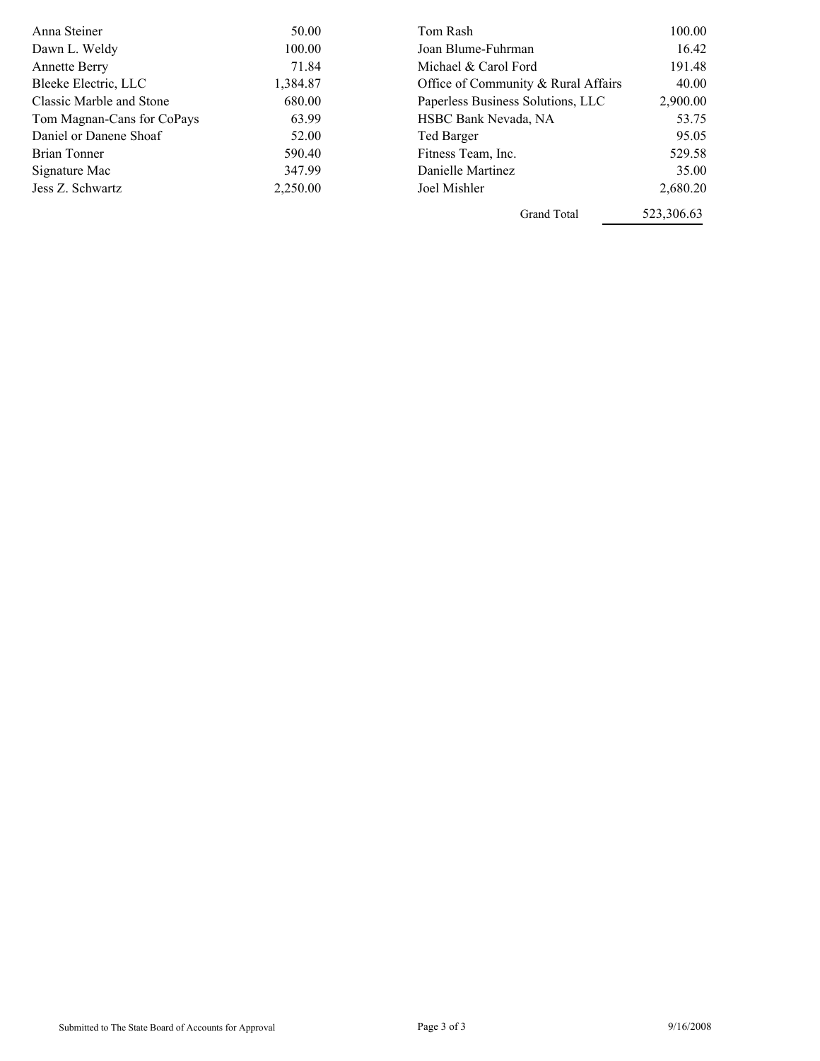| | | | |
|---|---|---|---|
| Anna Steiner | 50.00 | Tom Rash | 100.00 |
| Dawn L. Weldy | 100.00 | Joan Blume-Fuhrman | 16.42 |
| Annette Berry | 71.84 | Michael & Carol Ford | 191.48 |
| Bleeke Electric, LLC | 1,384.87 | Office of Community & Rural Affairs | 40.00 |
| Classic Marble and Stone | 680.00 | Paperless Business Solutions, LLC | 2,900.00 |
| Tom Magnan-Cans for CoPays | 63.99 | HSBC Bank Nevada, NA | 53.75 |
| Daniel or Danene Shoaf | 52.00 | Ted Barger | 95.05 |
| Brian Tonner | 590.40 | Fitness Team, Inc. | 529.58 |
| Signature Mac | 347.99 | Danielle Martinez | 35.00 |
| Jess Z. Schwartz | 2,250.00 | Joel Mishler | 2,680.20 |
| | | Grand Total | 523,306.63 |

Submitted to The State Board of Accounts for Approval

9/16/2008